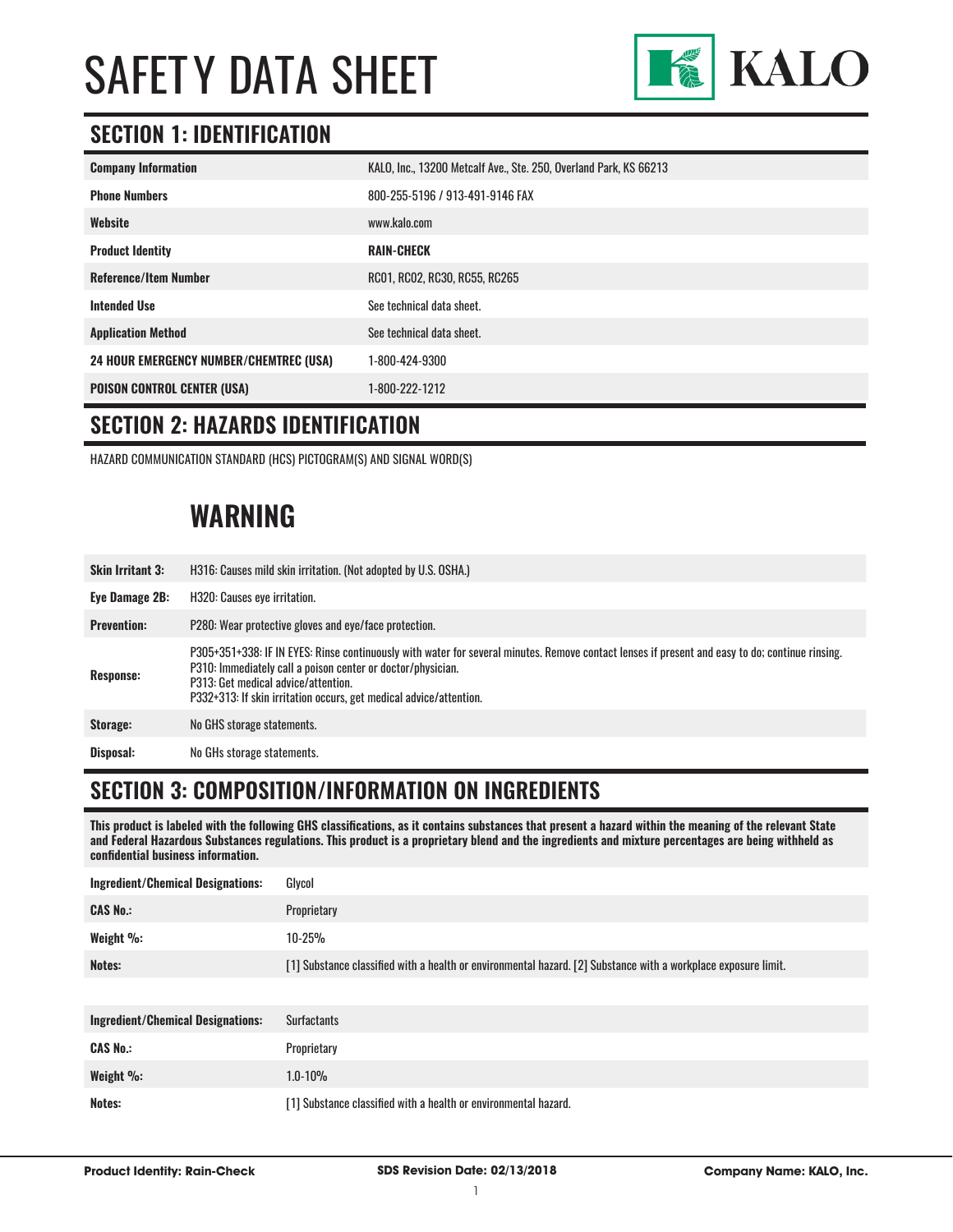# SAFETY DATA SHEET

KALO

## SECTION 1: IDENTIFICATION

| | |
|---|---|
| **Company Information** | KALO, Inc., 13200 Metcalf Ave., Ste. 250, Overland Park, KS 66213 |
| **Phone Numbers** | 800-255-5196 / 913-491-9146 FAX |
| **Website** | www.kalo.com |
| **Product Identity** | **RAIN-CHECK** |
| **Reference/Item Number** | RC01, RC02, RC30, RC55, RC265 |
| **Intended Use** | See technical data sheet. |
| **Application Method** | See technical data sheet. |
| **24 HOUR EMERGENCY NUMBER/CHEMTREC (USA)** | 1-800-424-9300 |
| **POISON CONTROL CENTER (USA)** | 1-800-222-1212 |

## SECTION 2: HAZARDS IDENTIFICATION

HAZARD COMMUNICATION STANDARD (HCS) PICTOGRAM(S) AND SIGNAL WORD(S)

### WARNING

| | |
|---|---|
| **Skin Irritant 3:** | H316: Causes mild skin irritation. (Not adopted by U.S. OSHA.) |
| **Eye Damage 2B:** | H320: Causes eye irritation. |
| **Prevention:** | P280: Wear protective gloves and eye/face protection. |
| **Response:** | P305+351+338: IF IN EYES: Rinse continuously with water for several minutes. Remove contact lenses if present and easy to do; continue rinsing.<br>P310: Immediately call a poison center or doctor/physician.<br>P313: Get medical advice/attention.<br>P332+313: If skin irritation occurs, get medical advice/attention. |
| **Storage:** | No GHS storage statements. |
| **Disposal:** | No GHs storage statements. |

## SECTION 3: COMPOSITION/INFORMATION ON INGREDIENTS

**This product is labeled with the following GHS classifications, as it contains substances that present a hazard within the meaning of the relevant State and Federal Hazardous Substances regulations. This product is a proprietary blend and the ingredients and mixture percentages are being withheld as confidential business information.**

| | |
|---|---|
| **Ingredient/Chemical Designations:** | Glycol |
| **CAS No.:** | Proprietary |
| **Weight %:** | 10-25% |
| **Notes:** | [1] Substance classified with a health or environmental hazard. [2] Substance with a workplace exposure limit. |

| | |
|---|---|
| **Ingredient/Chemical Designations:** | Surfactants |
| **CAS No.:** | Proprietary |
| **Weight %:** | 1.0-10% |
| **Notes:** | [1] Substance classified with a health or environmental hazard. |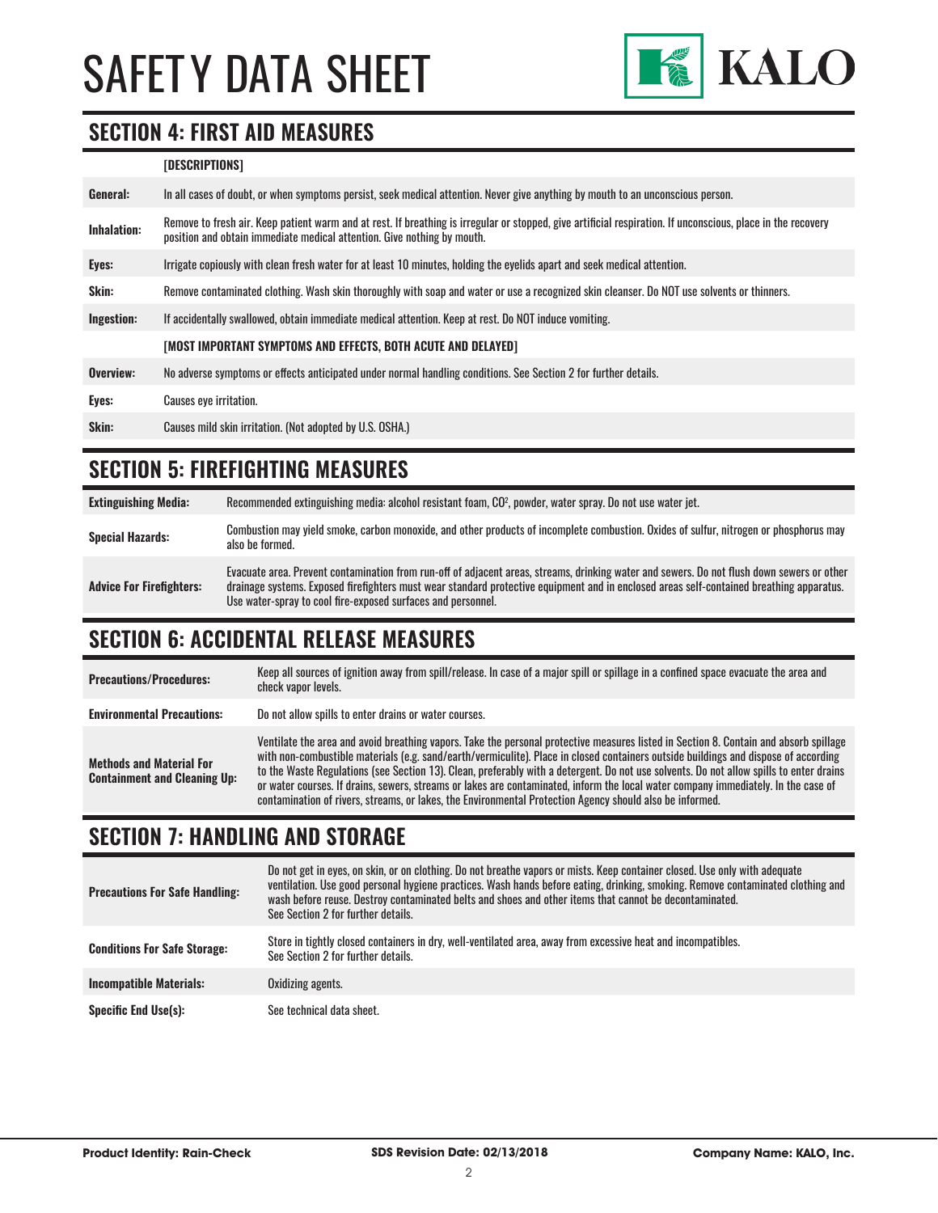## SECTION 4: FIRST AID MEASURES

| | [DESCRIPTIONS] |
|---|---|
| **General:** | In all cases of doubt, or when symptoms persist, seek medical attention. Never give anything by mouth to an unconscious person. |
| **Inhalation:** | Remove to fresh air. Keep patient warm and at rest. If breathing is irregular or stopped, give artificial respiration. If unconscious, place in the recovery position and obtain immediate medical attention. Give nothing by mouth. |
| **Eyes:** | Irrigate copiously with clean fresh water for at least 10 minutes, holding the eyelids apart and seek medical attention. |
| **Skin:** | Remove contaminated clothing. Wash skin thoroughly with soap and water or use a recognized skin cleanser. Do NOT use solvents or thinners. |
| **Ingestion:** | If accidentally swallowed, obtain immediate medical attention. Keep at rest. Do NOT induce vomiting. |
| | [MOST IMPORTANT SYMPTOMS AND EFFECTS, BOTH ACUTE AND DELAYED] |
| **Overview:** | No adverse symptoms or effects anticipated under normal handling conditions. See Section 2 for further details. |
| **Eyes:** | Causes eye irritation. |
| **Skin:** | Causes mild skin irritation. (Not adopted by U.S. OSHA.) |

## SECTION 5: FIREFIGHTING MEASURES

| | |
|---|---|
| **Extinguishing Media:** | Recommended extinguishing media: alcohol resistant foam, $CO^2$, powder, water spray. Do not use water jet. |
| **Special Hazards:** | Combustion may yield smoke, carbon monoxide, and other products of incomplete combustion. Oxides of sulfur, nitrogen or phosphorus may also be formed. |
| **Advice For Firefighters:** | Evacuate area. Prevent contamination from run-off of adjacent areas, streams, drinking water and sewers. Do not flush down sewers or other drainage systems. Exposed firefighters must wear standard protective equipment and in enclosed areas self-contained breathing apparatus. Use water-spray to cool fire-exposed surfaces and personnel. |

## SECTION 6: ACCIDENTAL RELEASE MEASURES

| | |
|---|---|
| **Precautions/Procedures:** | Keep all sources of ignition away from spill/release. In case of a major spill or spillage in a confined space evacuate the area and check vapor levels. |
| **Environmental Precautions:** | Do not allow spills to enter drains or water courses. |
| **Methods and Material For Containment and Cleaning Up:** | Ventilate the area and avoid breathing vapors. Take the personal protective measures listed in Section 8. Contain and absorb spillage with non-combustible materials (e.g. sand/earth/vermiculite). Place in closed containers outside buildings and dispose of according to the Waste Regulations (see Section 13). Clean, preferably with a detergent. Do not use solvents. Do not allow spills to enter drains or water courses. If drains, sewers, streams or lakes are contaminated, inform the local water company immediately. In the case of contamination of rivers, streams, or lakes, the Environmental Protection Agency should also be informed. |

## SECTION 7: HANDLING AND STORAGE

| | |
|---|---|
| **Precautions For Safe Handling:** | Do not get in eyes, on skin, or on clothing. Do not breathe vapors or mists. Keep container closed. Use only with adequate ventilation. Use good personal hygiene practices. Wash hands before eating, drinking, smoking. Remove contaminated clothing and wash before reuse. Destroy contaminated belts and shoes and other items that cannot be decontaminated. See Section 2 for further details. |
| **Conditions For Safe Storage:** | Store in tightly closed containers in dry, well-ventilated area, away from excessive heat and incompatibles. See Section 2 for further details. |
| **Incompatible Materials:** | Oxidizing agents. |
| **Specific End Use(s):** | See technical data sheet. |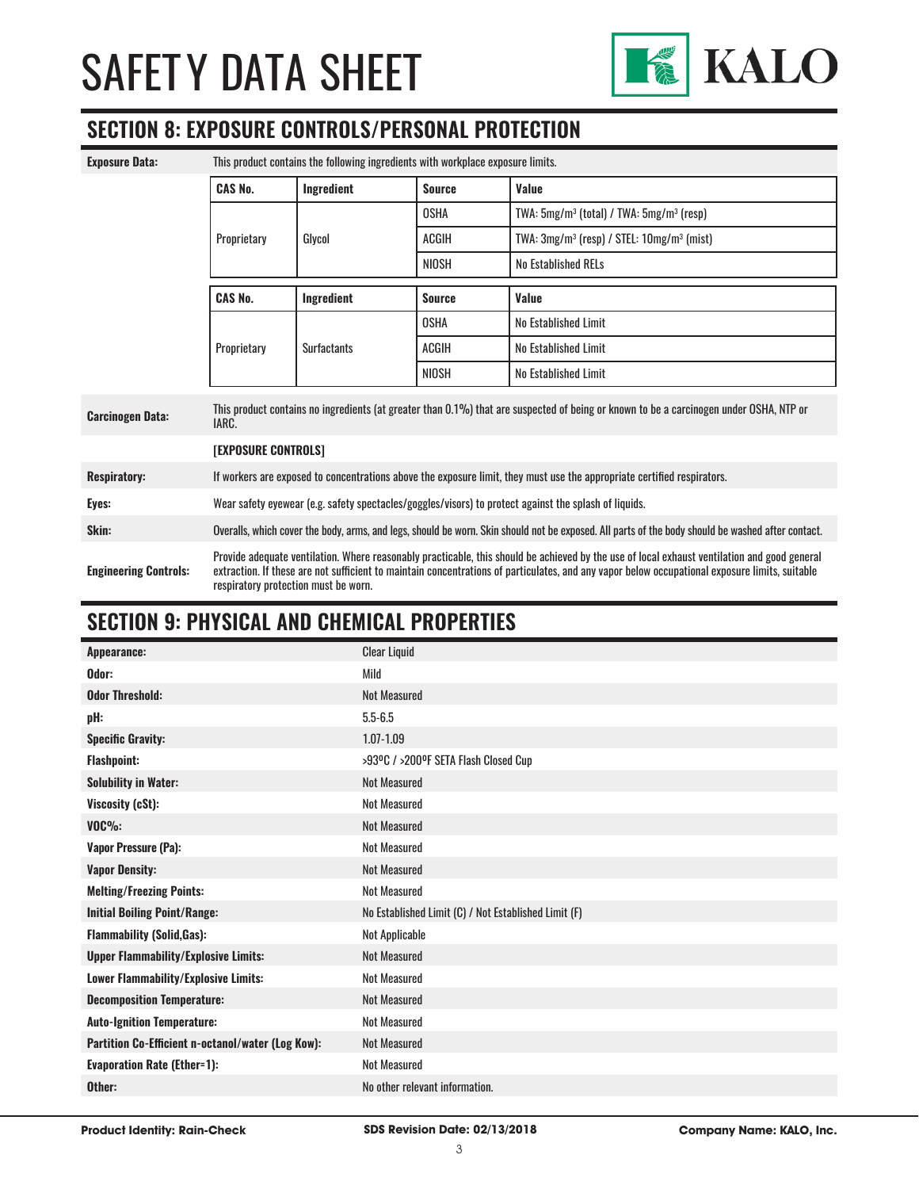# SAFETY DATA SHEET

## SECTION 8: EXPOSURE CONTROLS/PERSONAL PROTECTION

**Exposure Data:** This product contains the following ingredients with workplace exposure limits.

| CAS No. | Ingredient | Source | Value |
|---|---|---|---|
| Proprietary | Glycol | OSHA | TWA: 5mg/m³ (total) / TWA: 5mg/m³ (resp) |
| | | ACGIH | TWA: 3mg/m³ (resp) / STEL: 10mg/m³ (mist) |
| | | NIOSH | No Established RELs |

| CAS No. | Ingredient | Source | Value |
|---|---|---|---|
| Proprietary | Surfactants | OSHA | No Established Limit |
| | | ACGIH | No Established Limit |
| | | NIOSH | No Established Limit |

**Carcinogen Data:** This product contains no ingredients (at greater than 0.1%) that are suspected of being or known to be a carcinogen under OSHA, NTP or IARC.

**[EXPOSURE CONTROLS]**

**Respiratory:** If workers are exposed to concentrations above the exposure limit, they must use the appropriate certified respirators.

**Eyes:** Wear safety eyewear (e.g. safety spectacles/goggles/visors) to protect against the splash of liquids.

**Skin:** Overalls, which cover the body, arms, and legs, should be worn. Skin should not be exposed. All parts of the body should be washed after contact.

**Engineering Controls:** Provide adequate ventilation. Where reasonably practicable, this should be achieved by the use of local exhaust ventilation and good general extraction. If these are not sufficient to maintain concentrations of particulates, and any vapor below occupational exposure limits, suitable respiratory protection must be worn.

## SECTION 9: PHYSICAL AND CHEMICAL PROPERTIES

| Property | Value |
|---|---|
| **Appearance:** | Clear Liquid |
| **Odor:** | Mild |
| **Odor Threshold:** | Not Measured |
| **pH:** | 5.5-6.5 |
| **Specific Gravity:** | 1.07-1.09 |
| **Flashpoint:** | >93ºC / >200ºF SETA Flash Closed Cup |
| **Solubility in Water:** | Not Measured |
| **Viscosity (cSt):** | Not Measured |
| **VOC%:** | Not Measured |
| **Vapor Pressure (Pa):** | Not Measured |
| **Vapor Density:** | Not Measured |
| **Melting/Freezing Points:** | Not Measured |
| **Initial Boiling Point/Range:** | No Established Limit (C) / Not Established Limit (F) |
| **Flammability (Solid,Gas):** | Not Applicable |
| **Upper Flammability/Explosive Limits:** | Not Measured |
| **Lower Flammability/Explosive Limits:** | Not Measured |
| **Decomposition Temperature:** | Not Measured |
| **Auto-Ignition Temperature:** | Not Measured |
| **Partition Co-Efficient n-octanol/water (Log Kow):** | Not Measured |
| **Evaporation Rate (Ether=1):** | Not Measured |
| **Other:** | No other relevant information. |

**Product Identity: Rain-Check** | **SDS Revision Date: 02/13/2018** | **Company Name: KALO, Inc.**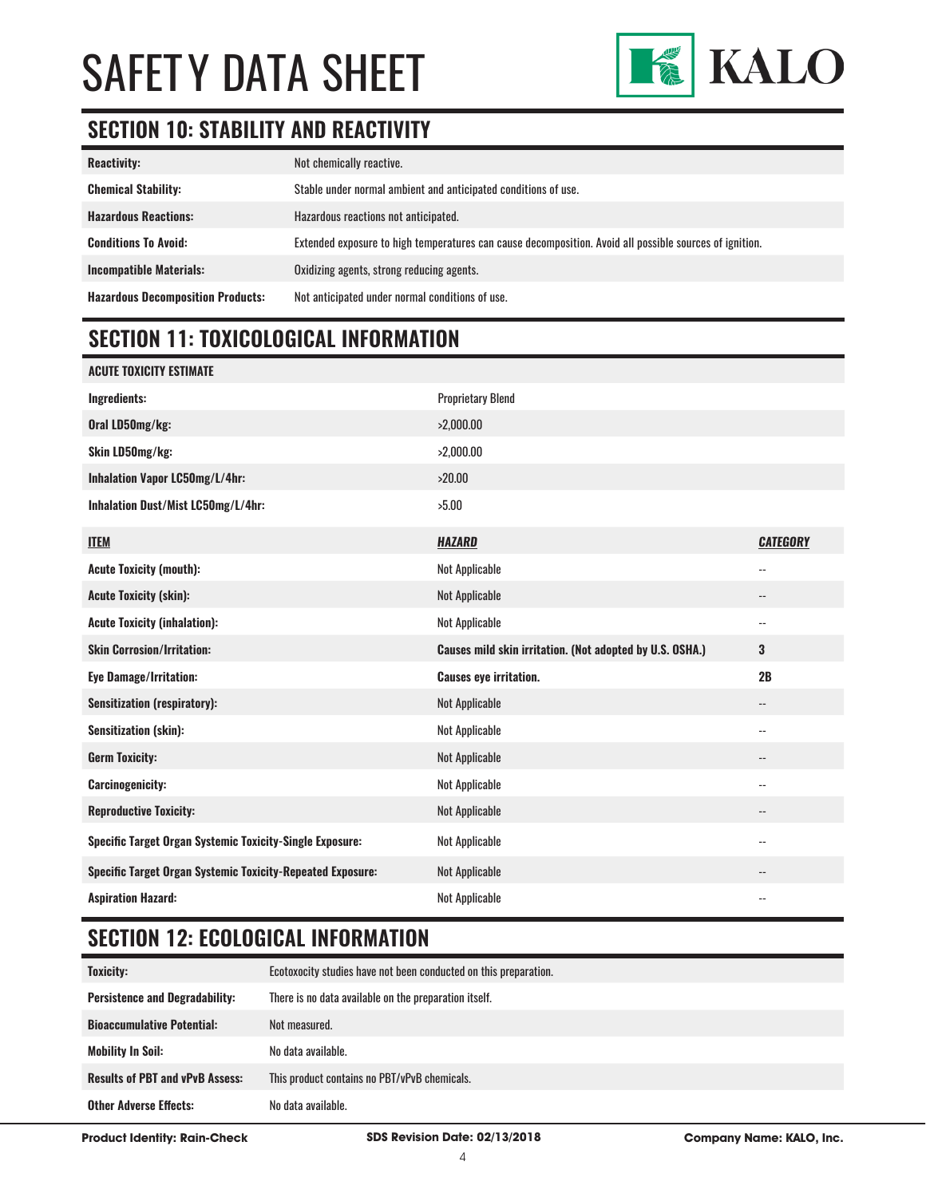## SECTION 10: STABILITY AND REACTIVITY

| | |
|---|---|
| **Reactivity:** | Not chemically reactive. |
| **Chemical Stability:** | Stable under normal ambient and anticipated conditions of use. |
| **Hazardous Reactions:** | Hazardous reactions not anticipated. |
| **Conditions To Avoid:** | Extended exposure to high temperatures can cause decomposition. Avoid all possible sources of ignition. |
| **Incompatible Materials:** | Oxidizing agents, strong reducing agents. |
| **Hazardous Decomposition Products:** | Not anticipated under normal conditions of use. |

## SECTION 11: TOXICOLOGICAL INFORMATION

| **ACUTE TOXICITY ESTIMATE** | | |
|---|---|---|
| **Ingredients:** | Proprietary Blend | |
| **Oral LD50mg/kg:** | >2,000.00 | |
| **Skin LD50mg/kg:** | >2,000.00 | |
| **Inhalation Vapor LC50mg/L/4hr:** | >20.00 | |
| **Inhalation Dust/Mist LC50mg/L/4hr:** | >5.00 | |

| **ITEM** | ***HAZARD*** | ***CATEGORY*** |
|---|---|---|
| **Acute Toxicity (mouth):** | Not Applicable | -- |
| **Acute Toxicity (skin):** | Not Applicable | -- |
| **Acute Toxicity (inhalation):** | Not Applicable | -- |
| **Skin Corrosion/Irritation:** | **Causes mild skin irritation. (Not adopted by U.S. OSHA.)** | **3** |
| **Eye Damage/Irritation:** | **Causes eye irritation.** | **2B** |
| **Sensitization (respiratory):** | Not Applicable | -- |
| **Sensitization (skin):** | Not Applicable | -- |
| **Germ Toxicity:** | Not Applicable | -- |
| **Carcinogenicity:** | Not Applicable | -- |
| **Reproductive Toxicity:** | Not Applicable | -- |
| **Specific Target Organ Systemic Toxicity-Single Exposure:** | Not Applicable | -- |
| **Specific Target Organ Systemic Toxicity-Repeated Exposure:** | Not Applicable | -- |
| **Aspiration Hazard:** | Not Applicable | -- |

## SECTION 12: ECOLOGICAL INFORMATION

| | |
|---|---|
| **Toxicity:** | Ecotoxocity studies have not been conducted on this preparation. |
| **Persistence and Degradability:** | There is no data available on the preparation itself. |
| **Bioaccumulative Potential:** | Not measured. |
| **Mobility In Soil:** | No data available. |
| **Results of PBT and vPvB Assess:** | This product contains no PBT/vPvB chemicals. |
| **Other Adverse Effects:** | No data available. |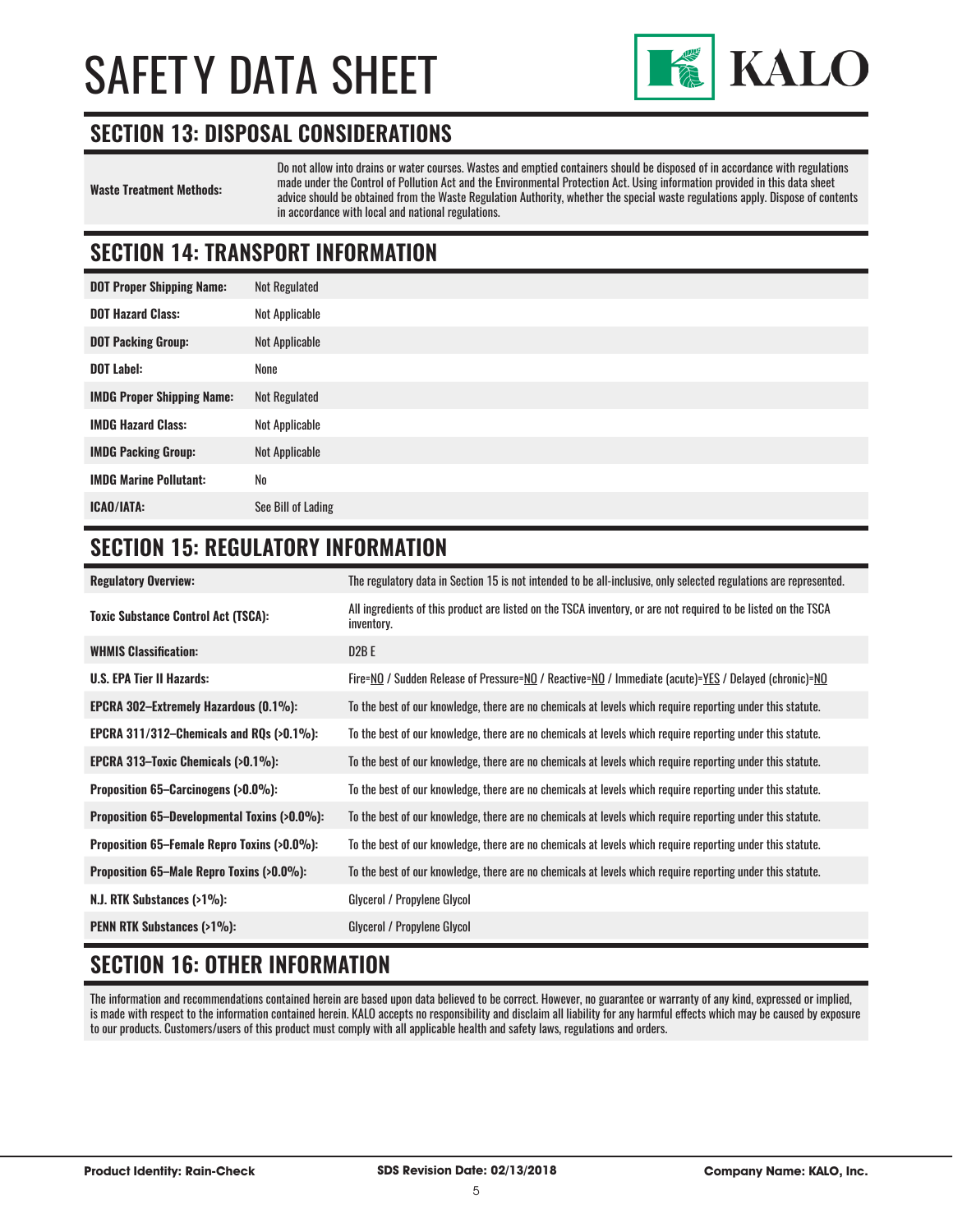# SAFETY DATA SHEET

## SECTION 13: DISPOSAL CONSIDERATIONS

| | |
|---|---|
| **Waste Treatment Methods:** | Do not allow into drains or water courses. Wastes and emptied containers should be disposed of in accordance with regulations made under the Control of Pollution Act and the Environmental Protection Act. Using information provided in this data sheet advice should be obtained from the Waste Regulation Authority, whether the special waste regulations apply. Dispose of contents in accordance with local and national regulations. |

## SECTION 14: TRANSPORT INFORMATION

| | |
|---|---|
| **DOT Proper Shipping Name:** | Not Regulated |
| **DOT Hazard Class:** | Not Applicable |
| **DOT Packing Group:** | Not Applicable |
| **DOT Label:** | None |
| **IMDG Proper Shipping Name:** | Not Regulated |
| **IMDG Hazard Class:** | Not Applicable |
| **IMDG Packing Group:** | Not Applicable |
| **IMDG Marine Pollutant:** | No |
| **ICAO/IATA:** | See Bill of Lading |

## SECTION 15: REGULATORY INFORMATION

| | |
|---|---|
| **Regulatory Overview:** | The regulatory data in Section 15 is not intended to be all-inclusive, only selected regulations are represented. |
| **Toxic Substance Control Act (TSCA):** | All ingredients of this product are listed on the TSCA inventory, or are not required to be listed on the TSCA inventory. |
| **WHMIS Classification:** | D2B E |
| **U.S. EPA Tier II Hazards:** | Fire=NO / Sudden Release of Pressure=NO / Reactive=NO / Immediate (acute)=YES / Delayed (chronic)=NO |
| **EPCRA 302–Extremely Hazardous (0.1%):** | To the best of our knowledge, there are no chemicals at levels which require reporting under this statute. |
| **EPCRA 311/312–Chemicals and RQs (>0.1%):** | To the best of our knowledge, there are no chemicals at levels which require reporting under this statute. |
| **EPCRA 313–Toxic Chemicals (>0.1%):** | To the best of our knowledge, there are no chemicals at levels which require reporting under this statute. |
| **Proposition 65–Carcinogens (>0.0%):** | To the best of our knowledge, there are no chemicals at levels which require reporting under this statute. |
| **Proposition 65–Developmental Toxins (>0.0%):** | To the best of our knowledge, there are no chemicals at levels which require reporting under this statute. |
| **Proposition 65–Female Repro Toxins (>0.0%):** | To the best of our knowledge, there are no chemicals at levels which require reporting under this statute. |
| **Proposition 65–Male Repro Toxins (>0.0%):** | To the best of our knowledge, there are no chemicals at levels which require reporting under this statute. |
| **N.J. RTK Substances (>1%):** | Glycerol / Propylene Glycol |
| **PENN RTK Substances (>1%):** | Glycerol / Propylene Glycol |

## SECTION 16: OTHER INFORMATION

The information and recommendations contained herein are based upon data believed to be correct. However, no guarantee or warranty of any kind, expressed or implied, is made with respect to the information contained herein. KALO accepts no responsibility and disclaim all liability for any harmful effects which may be caused by exposure to our products. Customers/users of this product must comply with all applicable health and safety laws, regulations and orders.

**Product Identity: Rain-Check** | **SDS Revision Date: 02/13/2018** | **Company Name: KALO, Inc.**